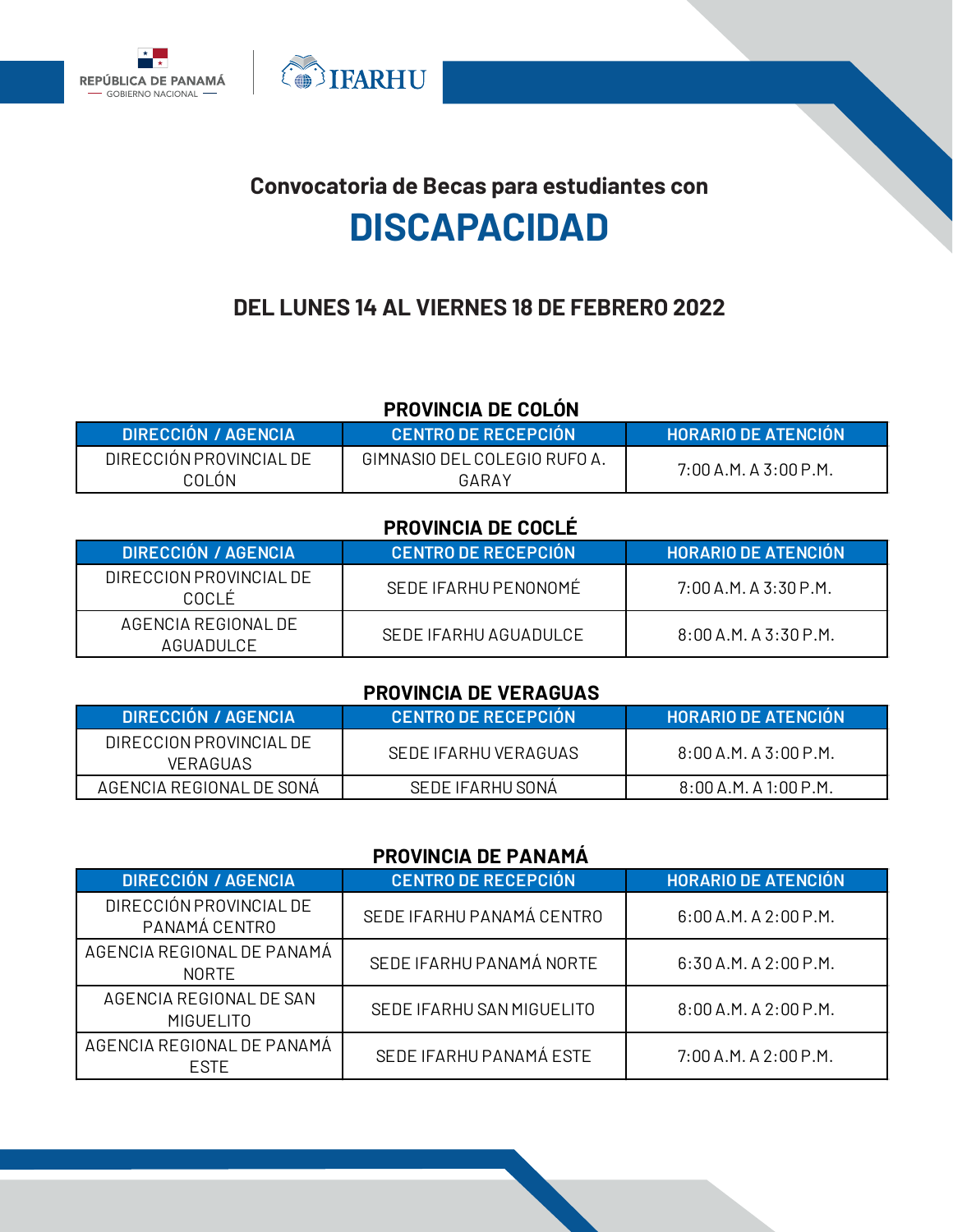REPÚBLICA DE PANAMÁ
GOBIERNO NACIONAL

IFARHU

## Convocatoria de Becas para estudiantes con

# DISCAPACIDAD

### DEL LUNES 14 AL VIERNES 18 DE FEBRERO 2022

**PROVINCIA DE COLÓN**

| DIRECCIÓN / AGENCIA | CENTRO DE RECEPCIÓN | HORARIO DE ATENCIÓN |
|---|---|---|
| DIRECCIÓN PROVINCIAL DE COLÓN | GIMNASIO DEL COLEGIO RUFO A. GARAY | 7:00 A.M. A 3:00 P.M. |

**PROVINCIA DE COCLÉ**

| DIRECCIÓN / AGENCIA | CENTRO DE RECEPCIÓN | HORARIO DE ATENCIÓN |
|---|---|---|
| DIRECCION PROVINCIAL DE COCLÉ | SEDE IFARHU PENONOMÉ | 7:00 A.M. A 3:30 P.M. |
| AGENCIA REGIONAL DE AGUADULCE | SEDE IFARHU AGUADULCE | 8:00 A.M. A 3:30 P.M. |

**PROVINCIA DE VERAGUAS**

| DIRECCIÓN / AGENCIA | CENTRO DE RECEPCIÓN | HORARIO DE ATENCIÓN |
|---|---|---|
| DIRECCION PROVINCIAL DE VERAGUAS | SEDE IFARHU VERAGUAS | 8:00 A.M. A 3:00 P.M. |
| AGENCIA REGIONAL DE SONÁ | SEDE IFARHU SONÁ | 8:00 A.M. A 1:00 P.M. |

**PROVINCIA DE PANAMÁ**

| DIRECCIÓN / AGENCIA | CENTRO DE RECEPCIÓN | HORARIO DE ATENCIÓN |
|---|---|---|
| DIRECCIÓN PROVINCIAL DE PANAMÁ CENTRO | SEDE IFARHU PANAMÁ CENTRO | 6:00 A.M. A 2:00 P.M. |
| AGENCIA REGIONAL DE PANAMÁ NORTE | SEDE IFARHU PANAMÁ NORTE | 6:30 A.M. A 2:00 P.M. |
| AGENCIA REGIONAL DE SAN MIGUELITO | SEDE IFARHU SAN MIGUELITO | 8:00 A.M. A 2:00 P.M. |
| AGENCIA REGIONAL DE PANAMÁ ESTE | SEDE IFARHU PANAMÁ ESTE | 7:00 A.M. A 2:00 P.M. |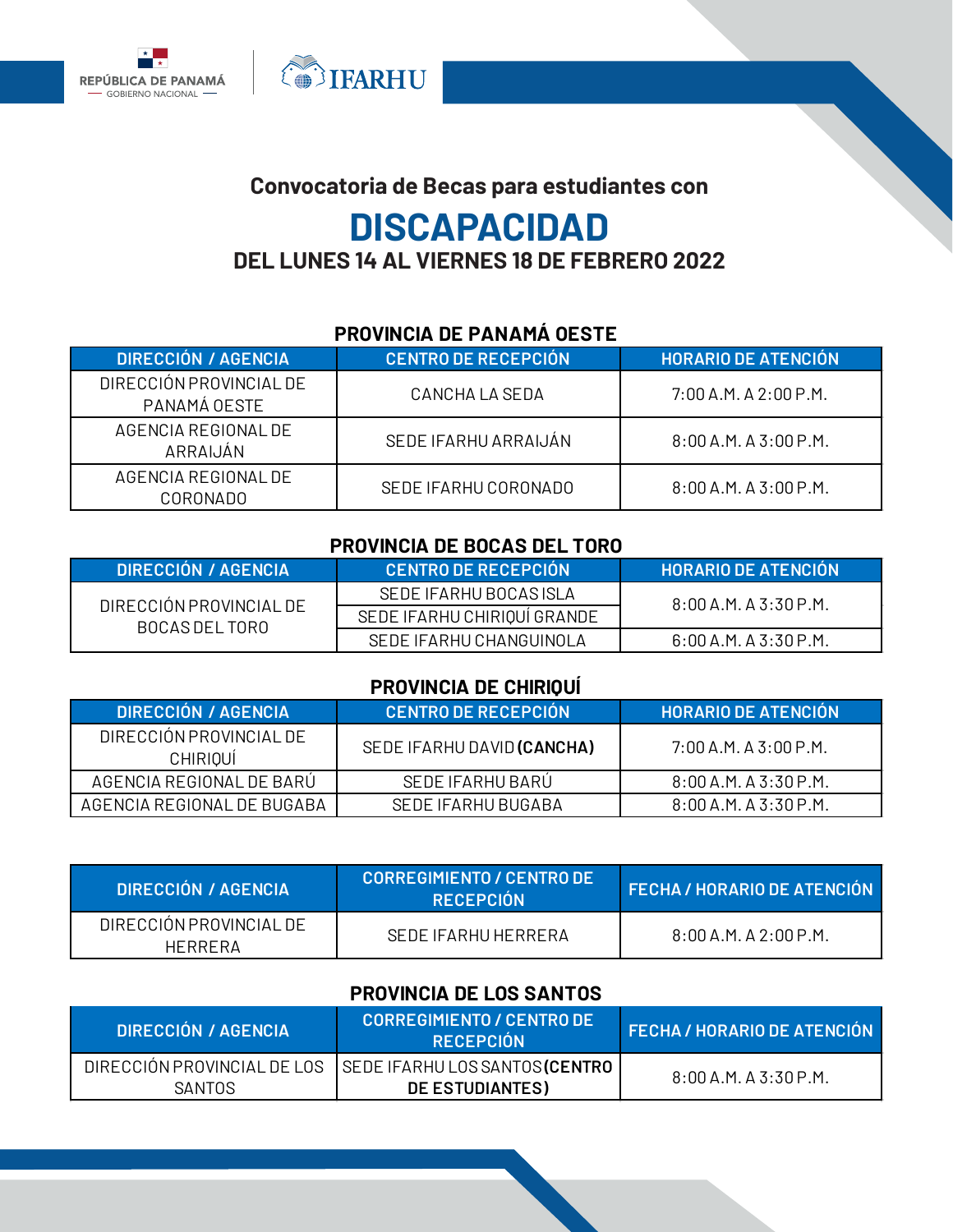REPÚBLICA DE PANAMÁ — GOBIERNO NACIONAL | IFARHU

## Convocatoria de Becas para estudiantes con

# DISCAPACIDAD

## DEL LUNES 14 AL VIERNES 18 DE FEBRERO 2022

### PROVINCIA DE PANAMÁ OESTE

| DIRECCIÓN / AGENCIA | CENTRO DE RECEPCIÓN | HORARIO DE ATENCIÓN |
|---|---|---|
| DIRECCIÓN PROVINCIAL DE PANAMÁ OESTE | CANCHA LA SEDA | 7:00 A.M. A 2:00 P.M. |
| AGENCIA REGIONAL DE ARRAIJÁN | SEDE IFARHU ARRAIJÁN | 8:00 A.M. A 3:00 P.M. |
| AGENCIA REGIONAL DE CORONADO | SEDE IFARHU CORONADO | 8:00 A.M. A 3:00 P.M. |

### PROVINCIA DE BOCAS DEL TORO

| DIRECCIÓN / AGENCIA | CENTRO DE RECEPCIÓN | HORARIO DE ATENCIÓN |
|---|---|---|
| DIRECCIÓN PROVINCIAL DE BOCAS DEL TORO | SEDE IFARHU BOCAS ISLA | 8:00 A.M. A 3:30 P.M. |
| | SEDE IFARHU CHIRIQUÍ GRANDE | |
| | SEDE IFARHU CHANGUINOLA | 6:00 A.M. A 3:30 P.M. |

### PROVINCIA DE CHIRIQUÍ

| DIRECCIÓN / AGENCIA | CENTRO DE RECEPCIÓN | HORARIO DE ATENCIÓN |
|---|---|---|
| DIRECCIÓN PROVINCIAL DE CHIRIQUÍ | SEDE IFARHU DAVID **(CANCHA)** | 7:00 A.M. A 3:00 P.M. |
| AGENCIA REGIONAL DE BARÚ | SEDE IFARHU BARÚ | 8:00 A.M. A 3:30 P.M. |
| AGENCIA REGIONAL DE BUGABA | SEDE IFARHU BUGABA | 8:00 A.M. A 3:30 P.M. |

| DIRECCIÓN / AGENCIA | CORREGIMIENTO / CENTRO DE RECEPCIÓN | FECHA / HORARIO DE ATENCIÓN |
|---|---|---|
| DIRECCIÓN PROVINCIAL DE HERRERA | SEDE IFARHU HERRERA | 8:00 A.M. A 2:00 P.M. |

### PROVINCIA DE LOS SANTOS

| DIRECCIÓN / AGENCIA | CORREGIMIENTO / CENTRO DE RECEPCIÓN | FECHA / HORARIO DE ATENCIÓN |
|---|---|---|
| DIRECCIÓN PROVINCIAL DE LOS SANTOS | SEDE IFARHU LOS SANTOS **(CENTRO DE ESTUDIANTES)** | 8:00 A.M. A 3:30 P.M. |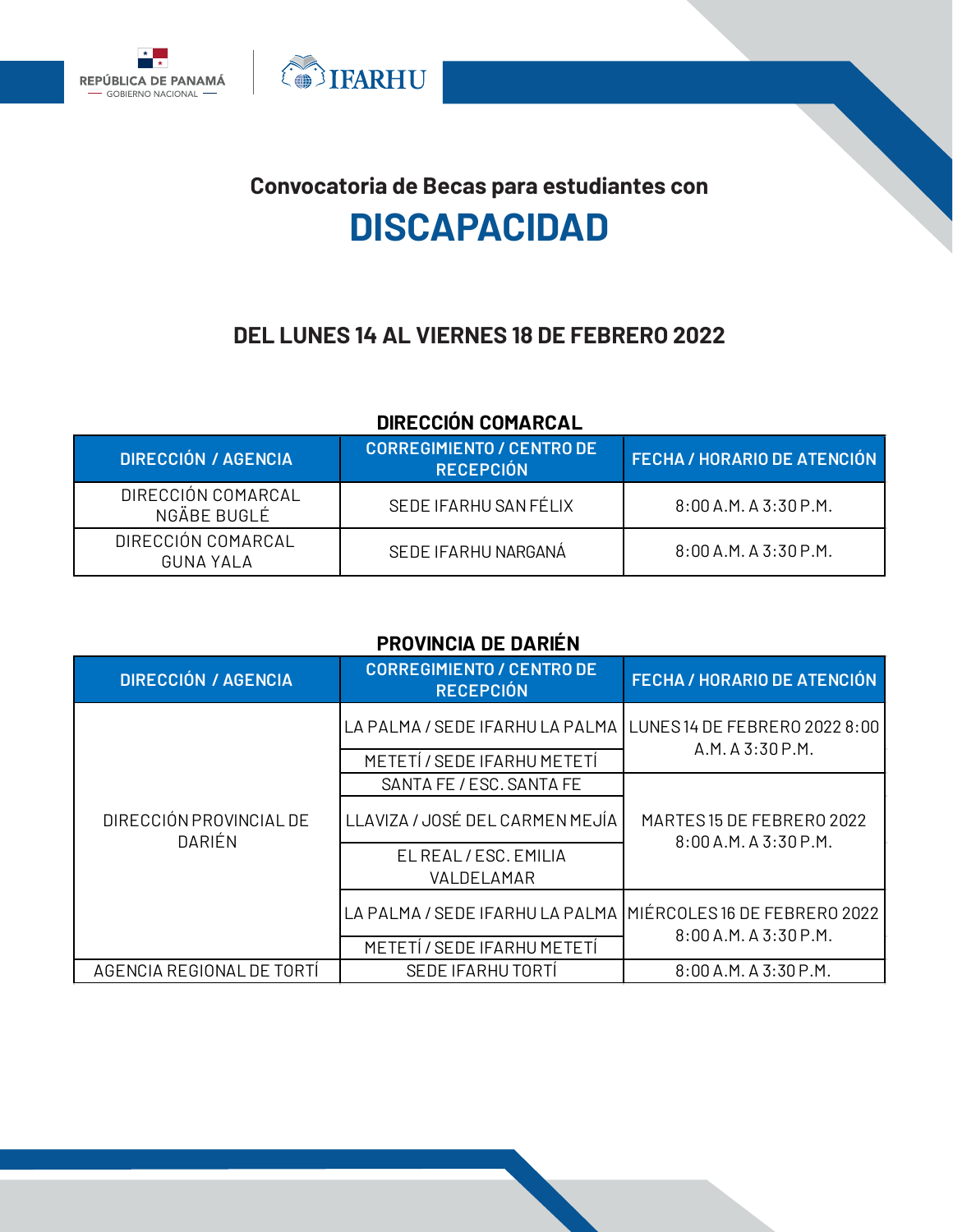REPÚBLICA DE PANAMÁ
— GOBIERNO NACIONAL —

IFARHU

## Convocatoria de Becas para estudiantes con

# DISCAPACIDAD

## DEL LUNES 14 AL VIERNES 18 DE FEBRERO 2022

### DIRECCIÓN COMARCAL

| DIRECCIÓN / AGENCIA | CORREGIMIENTO / CENTRO DE RECEPCIÓN | FECHA / HORARIO DE ATENCIÓN |
|---|---|---|
| DIRECCIÓN COMARCAL NGÄBE BUGLÉ | SEDE IFARHU SAN FÉLIX | 8:00 A.M. A 3:30 P.M. |
| DIRECCIÓN COMARCAL GUNA YALA | SEDE IFARHU NARGANÁ | 8:00 A.M. A 3:30 P.M. |

### PROVINCIA DE DARIÉN

| DIRECCIÓN / AGENCIA | CORREGIMIENTO / CENTRO DE RECEPCIÓN | FECHA / HORARIO DE ATENCIÓN |
|---|---|---|
| DIRECCIÓN PROVINCIAL DE DARIÉN | LA PALMA / SEDE IFARHU LA PALMA | LUNES 14 DE FEBRERO 2022 8:00 A.M. A 3:30 P.M. |
| | METETÍ / SEDE IFARHU METETÍ | |
| | SANTA FE / ESC. SANTA FE | MARTES 15 DE FEBRERO 2022 8:00 A.M. A 3:30 P.M. |
| | LLAVIZA / JOSÉ DEL CARMEN MEJÍA | |
| | EL REAL / ESC. EMILIA VALDELAMAR | |
| | LA PALMA / SEDE IFARHU LA PALMA | MIÉRCOLES 16 DE FEBRERO 2022 8:00 A.M. A 3:30 P.M. |
| | METETÍ / SEDE IFARHU METETÍ | |
| AGENCIA REGIONAL DE TORTÍ | SEDE IFARHU TORTÍ | 8:00 A.M. A 3:30 P.M. |